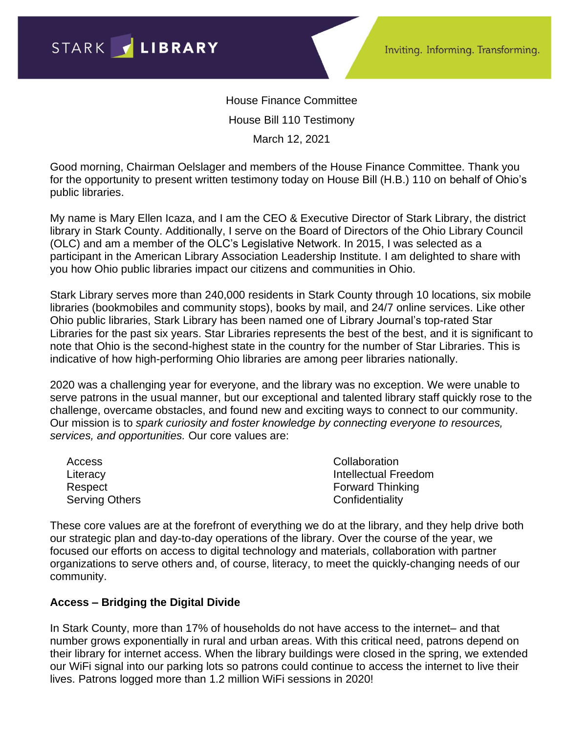STARK LIBRARY

Inviting. Informing. Transforming.

House Finance Committee

House Bill 110 Testimony

March 12, 2021

Good morning, Chairman Oelslager and members of the House Finance Committee. Thank you for the opportunity to present written testimony today on House Bill (H.B.) 110 on behalf of Ohio's public libraries.

My name is Mary Ellen Icaza, and I am the CEO & Executive Director of Stark Library, the district library in Stark County. Additionally, I serve on the Board of Directors of the Ohio Library Council (OLC) and am a member of the OLC's Legislative Network. In 2015, I was selected as a participant in the American Library Association Leadership Institute. I am delighted to share with you how Ohio public libraries impact our citizens and communities in Ohio.

Stark Library serves more than 240,000 residents in Stark County through 10 locations, six mobile libraries (bookmobiles and community stops), books by mail, and 24/7 online services. Like other Ohio public libraries, Stark Library has been named one of Library Journal's top-rated Star Libraries for the past six years. Star Libraries represents the best of the best, and it is significant to note that Ohio is the second-highest state in the country for the number of Star Libraries. This is indicative of how high-performing Ohio libraries are among peer libraries nationally.

2020 was a challenging year for everyone, and the library was no exception. We were unable to serve patrons in the usual manner, but our exceptional and talented library staff quickly rose to the challenge, overcame obstacles, and found new and exciting ways to connect to our community. Our mission is to *spark curiosity and foster knowledge by connecting everyone to resources, services, and opportunities.* Our core values are:

- Access
- Literacy
- Respect
- Serving Others
- Collaboration
- Intellectual Freedom
- Forward Thinking
- Confidentiality

These core values are at the forefront of everything we do at the library, and they help drive both our strategic plan and day-to-day operations of the library. Over the course of the year, we focused our efforts on access to digital technology and materials, collaboration with partner organizations to serve others and, of course, literacy, to meet the quickly-changing needs of our community.

**Access – Bridging the Digital Divide**

In Stark County, more than 17% of households do not have access to the internet– and that number grows exponentially in rural and urban areas. With this critical need, patrons depend on their library for internet access. When the library buildings were closed in the spring, we extended our WiFi signal into our parking lots so patrons could continue to access the internet to live their lives. Patrons logged more than 1.2 million WiFi sessions in 2020!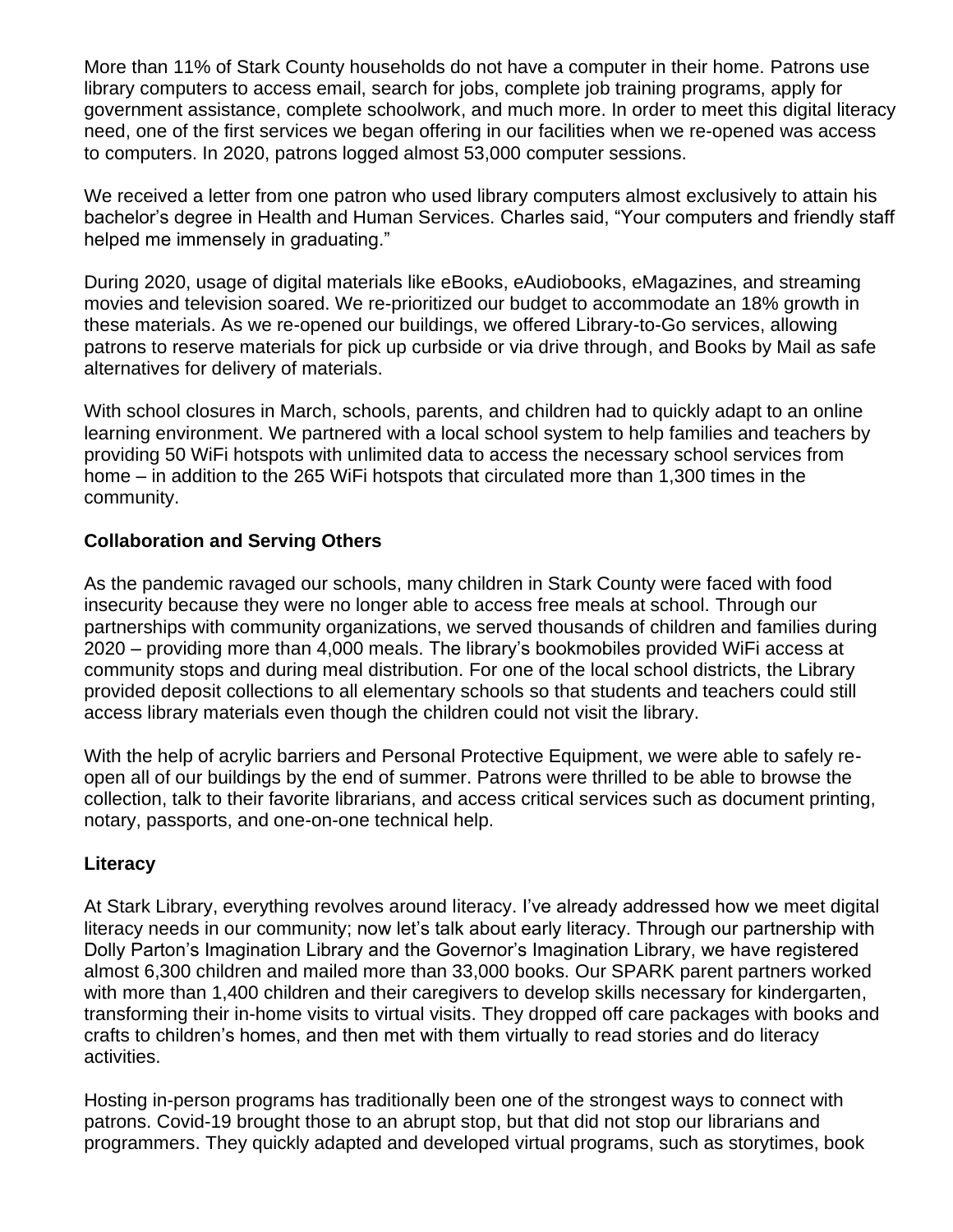More than 11% of Stark County households do not have a computer in their home. Patrons use library computers to access email, search for jobs, complete job training programs, apply for government assistance, complete schoolwork, and much more. In order to meet this digital literacy need, one of the first services we began offering in our facilities when we re-opened was access to computers. In 2020, patrons logged almost 53,000 computer sessions.

We received a letter from one patron who used library computers almost exclusively to attain his bachelor's degree in Health and Human Services. Charles said, "Your computers and friendly staff helped me immensely in graduating."

During 2020, usage of digital materials like eBooks, eAudiobooks, eMagazines, and streaming movies and television soared. We re-prioritized our budget to accommodate an 18% growth in these materials. As we re-opened our buildings, we offered Library-to-Go services, allowing patrons to reserve materials for pick up curbside or via drive through, and Books by Mail as safe alternatives for delivery of materials.

With school closures in March, schools, parents, and children had to quickly adapt to an online learning environment. We partnered with a local school system to help families and teachers by providing 50 WiFi hotspots with unlimited data to access the necessary school services from home – in addition to the 265 WiFi hotspots that circulated more than 1,300 times in the community.

**Collaboration and Serving Others**

As the pandemic ravaged our schools, many children in Stark County were faced with food insecurity because they were no longer able to access free meals at school. Through our partnerships with community organizations, we served thousands of children and families during 2020 – providing more than 4,000 meals. The library's bookmobiles provided WiFi access at community stops and during meal distribution. For one of the local school districts, the Library provided deposit collections to all elementary schools so that students and teachers could still access library materials even though the children could not visit the library.

With the help of acrylic barriers and Personal Protective Equipment, we were able to safely re-open all of our buildings by the end of summer. Patrons were thrilled to be able to browse the collection, talk to their favorite librarians, and access critical services such as document printing, notary, passports, and one-on-one technical help.

**Literacy**

At Stark Library, everything revolves around literacy. I've already addressed how we meet digital literacy needs in our community; now let's talk about early literacy. Through our partnership with Dolly Parton's Imagination Library and the Governor's Imagination Library, we have registered almost 6,300 children and mailed more than 33,000 books. Our SPARK parent partners worked with more than 1,400 children and their caregivers to develop skills necessary for kindergarten, transforming their in-home visits to virtual visits. They dropped off care packages with books and crafts to children's homes, and then met with them virtually to read stories and do literacy activities.

Hosting in-person programs has traditionally been one of the strongest ways to connect with patrons. Covid-19 brought those to an abrupt stop, but that did not stop our librarians and programmers. They quickly adapted and developed virtual programs, such as storytimes, book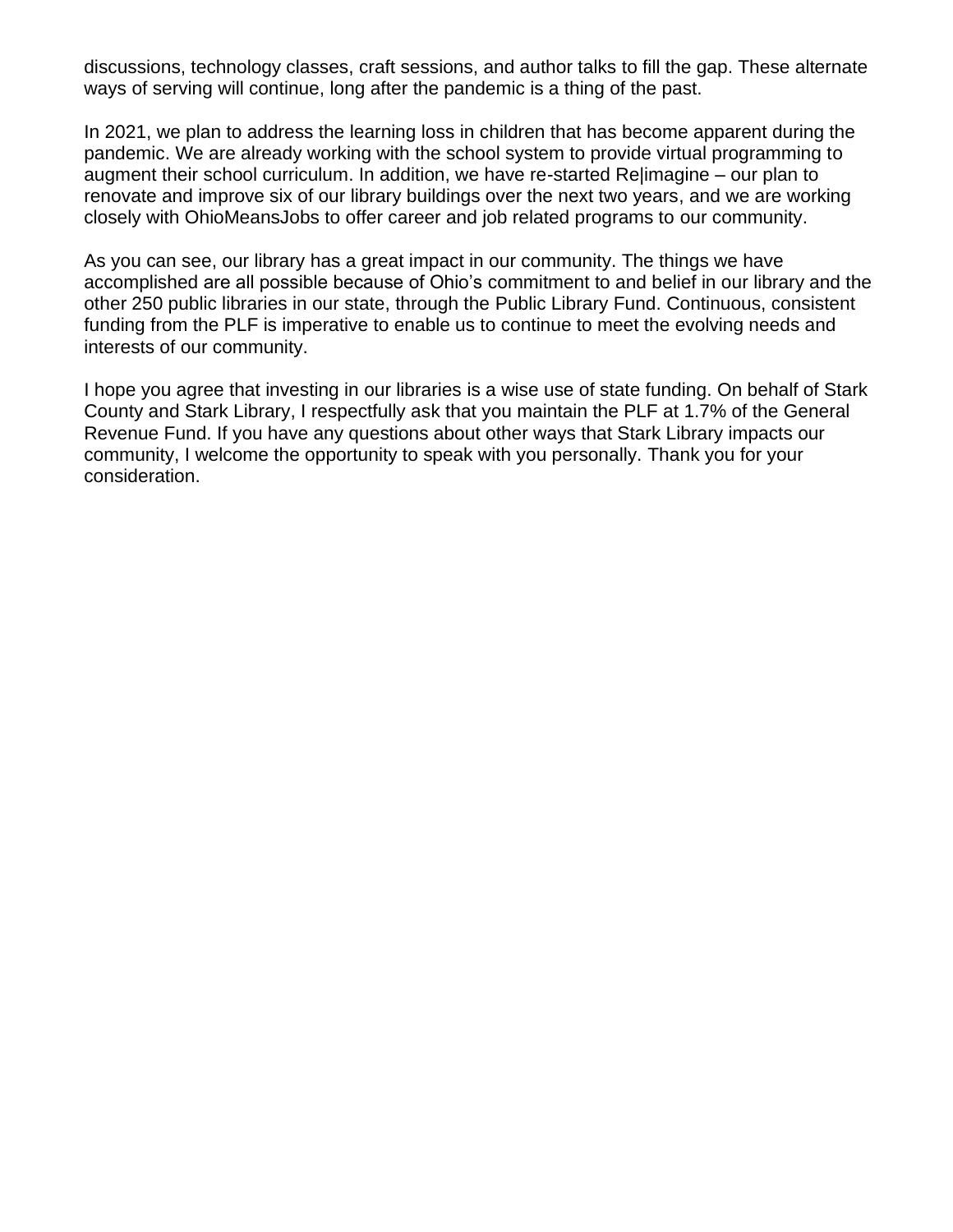discussions, technology classes, craft sessions, and author talks to fill the gap. These alternate ways of serving will continue, long after the pandemic is a thing of the past.

In 2021, we plan to address the learning loss in children that has become apparent during the pandemic. We are already working with the school system to provide virtual programming to augment their school curriculum. In addition, we have re-started Re|imagine – our plan to renovate and improve six of our library buildings over the next two years, and we are working closely with OhioMeansJobs to offer career and job related programs to our community.

As you can see, our library has a great impact in our community. The things we have accomplished are all possible because of Ohio's commitment to and belief in our library and the other 250 public libraries in our state, through the Public Library Fund. Continuous, consistent funding from the PLF is imperative to enable us to continue to meet the evolving needs and interests of our community.

I hope you agree that investing in our libraries is a wise use of state funding. On behalf of Stark County and Stark Library, I respectfully ask that you maintain the PLF at 1.7% of the General Revenue Fund. If you have any questions about other ways that Stark Library impacts our community, I welcome the opportunity to speak with you personally. Thank you for your consideration.